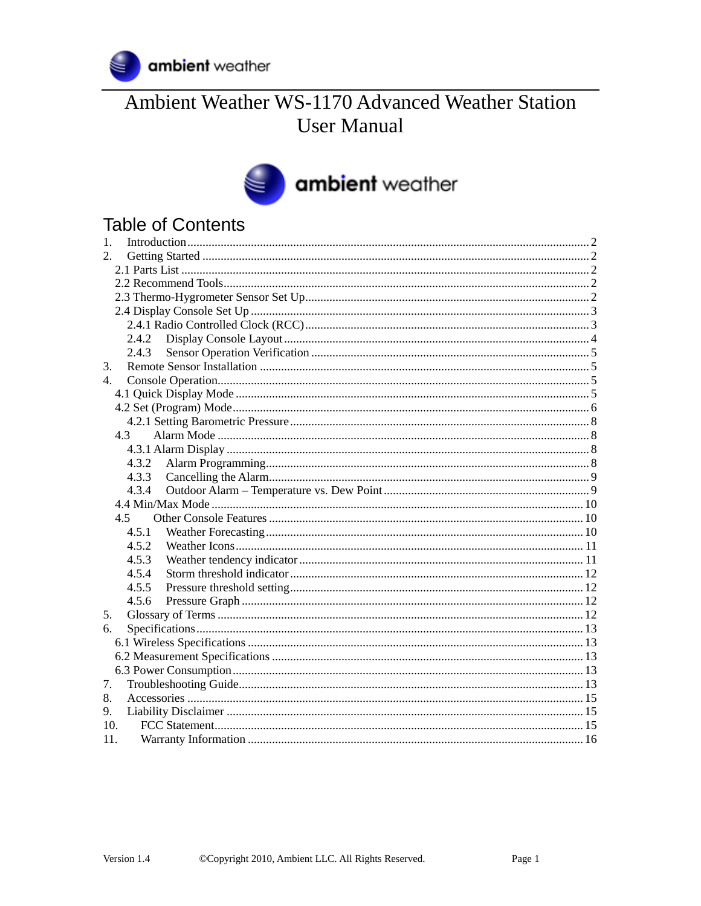ambient weather

# Ambient Weather WS-1170 Advanced Weather Station User Manual

ambient weather

## Table of Contents

1. Introduction ..... 2
2. Getting Started ..... 2
   - 2.1 Parts List ..... 2
   - 2.2 Recommend Tools ..... 2
   - 2.3 Thermo-Hygrometer Sensor Set Up ..... 2
   - 2.4 Display Console Set Up ..... 3
     - 2.4.1 Radio Controlled Clock (RCC) ..... 3
     - 2.4.2 Display Console Layout ..... 4
     - 2.4.3 Sensor Operation Verification ..... 5
3. Remote Sensor Installation ..... 5
4. Console Operation ..... 5
   - 4.1 Quick Display Mode ..... 5
   - 4.2 Set (Program) Mode ..... 6
     - 4.2.1 Setting Barometric Pressure ..... 8
   - 4.3 Alarm Mode ..... 8
     - 4.3.1 Alarm Display ..... 8
     - 4.3.2 Alarm Programming ..... 8
     - 4.3.3 Cancelling the Alarm ..... 9
     - 4.3.4 Outdoor Alarm – Temperature vs. Dew Point ..... 9
   - 4.4 Min/Max Mode ..... 10
   - 4.5 Other Console Features ..... 10
     - 4.5.1 Weather Forecasting ..... 10
     - 4.5.2 Weather Icons ..... 11
     - 4.5.3 Weather tendency indicator ..... 11
     - 4.5.4 Storm threshold indicator ..... 12
     - 4.5.5 Pressure threshold setting ..... 12
     - 4.5.6 Pressure Graph ..... 12
5. Glossary of Terms ..... 12
6. Specifications ..... 13
   - 6.1 Wireless Specifications ..... 13
   - 6.2 Measurement Specifications ..... 13
   - 6.3 Power Consumption ..... 13
7. Troubleshooting Guide ..... 13
8. Accessories ..... 15
9. Liability Disclaimer ..... 15
10. FCC Statement ..... 15
11. Warranty Information ..... 16

Version 1.4 ©Copyright 2010, Ambient LLC. All Rights Reserved.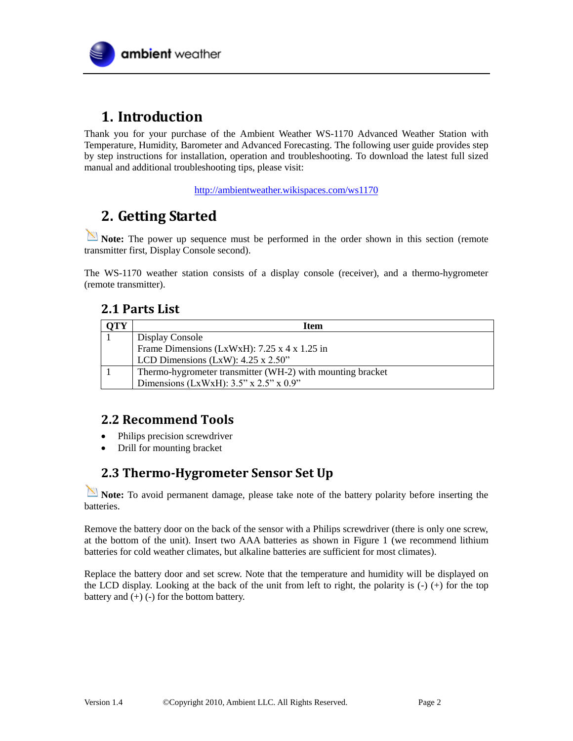# 1. Introduction

Thank you for your purchase of the Ambient Weather WS-1170 Advanced Weather Station with Temperature, Humidity, Barometer and Advanced Forecasting. The following user guide provides step by step instructions for installation, operation and troubleshooting. To download the latest full sized manual and additional troubleshooting tips, please visit:

http://ambientweather.wikispaces.com/ws1170

# 2. Getting Started

**Note:** The power up sequence must be performed in the order shown in this section (remote transmitter first, Display Console second).

The WS-1170 weather station consists of a display console (receiver), and a thermo-hygrometer (remote transmitter).

## 2.1 Parts List

| QTY | Item |
|---|---|
| 1 | Display Console<br>Frame Dimensions (LxWxH): 7.25 x 4 x 1.25 in<br>LCD Dimensions (LxW): 4.25 x 2.50” |
| 1 | Thermo-hygrometer transmitter (WH-2) with mounting bracket<br>Dimensions (LxWxH): 3.5” x 2.5” x 0.9” |

## 2.2 Recommend Tools

- Philips precision screwdriver
- Drill for mounting bracket

## 2.3 Thermo-Hygrometer Sensor Set Up

**Note:** To avoid permanent damage, please take note of the battery polarity before inserting the batteries.

Remove the battery door on the back of the sensor with a Philips screwdriver (there is only one screw, at the bottom of the unit). Insert two AAA batteries as shown in Figure 1 (we recommend lithium batteries for cold weather climates, but alkaline batteries are sufficient for most climates).

Replace the battery door and set screw. Note that the temperature and humidity will be displayed on the LCD display. Looking at the back of the unit from left to right, the polarity is (-) (+) for the top battery and (+) (-) for the bottom battery.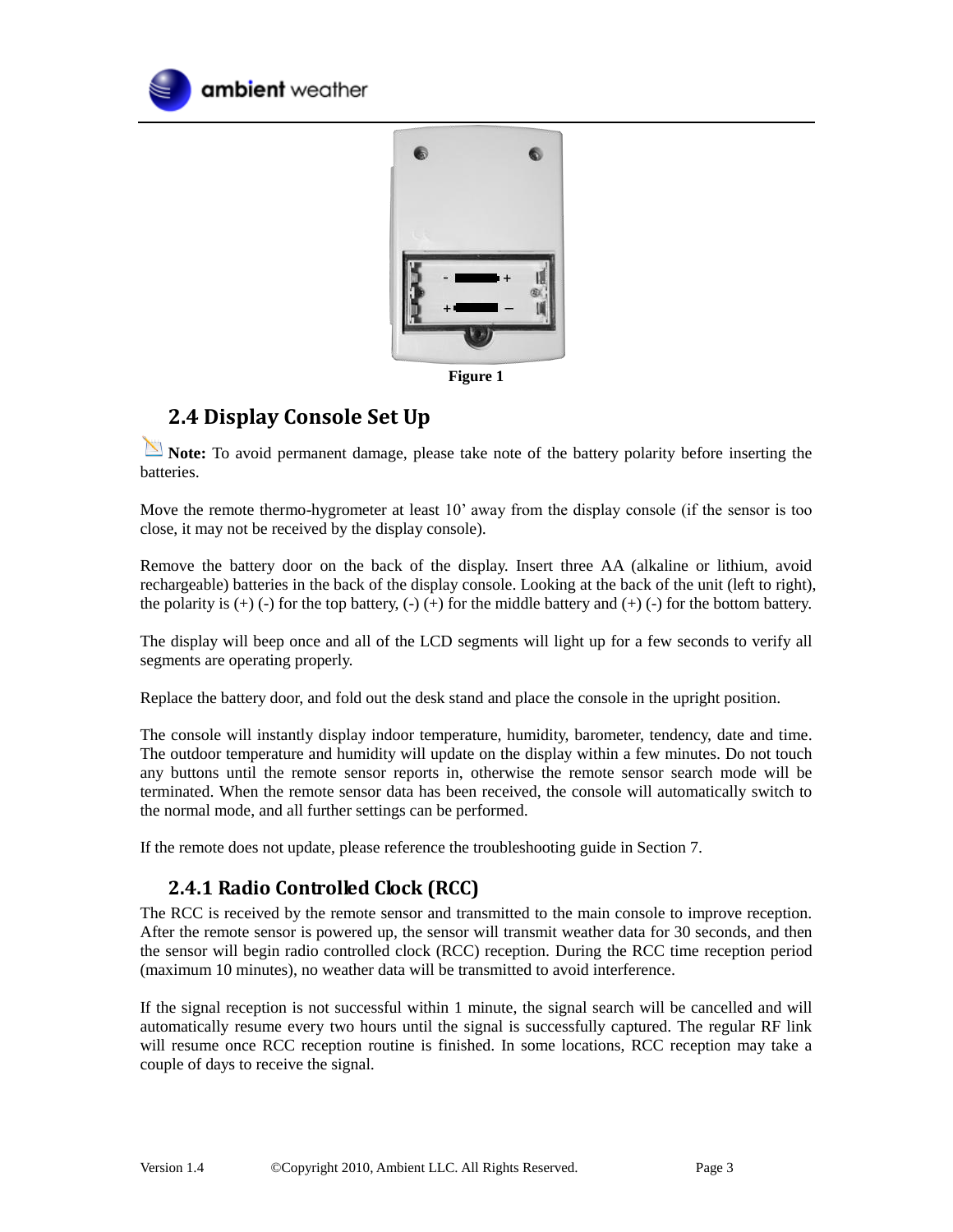**Figure 1**

## 2.4 Display Console Set Up

**Note:** To avoid permanent damage, please take note of the battery polarity before inserting the batteries.

Move the remote thermo-hygrometer at least 10' away from the display console (if the sensor is too close, it may not be received by the display console).

Remove the battery door on the back of the display. Insert three AA (alkaline or lithium, avoid rechargeable) batteries in the back of the display console. Looking at the back of the unit (left to right), the polarity is (+) (-) for the top battery, (-) (+) for the middle battery and (+) (-) for the bottom battery.

The display will beep once and all of the LCD segments will light up for a few seconds to verify all segments are operating properly.

Replace the battery door, and fold out the desk stand and place the console in the upright position.

The console will instantly display indoor temperature, humidity, barometer, tendency, date and time. The outdoor temperature and humidity will update on the display within a few minutes. Do not touch any buttons until the remote sensor reports in, otherwise the remote sensor search mode will be terminated. When the remote sensor data has been received, the console will automatically switch to the normal mode, and all further settings can be performed.

If the remote does not update, please reference the troubleshooting guide in Section 7.

### 2.4.1 Radio Controlled Clock (RCC)

The RCC is received by the remote sensor and transmitted to the main console to improve reception. After the remote sensor is powered up, the sensor will transmit weather data for 30 seconds, and then the sensor will begin radio controlled clock (RCC) reception. During the RCC time reception period (maximum 10 minutes), no weather data will be transmitted to avoid interference.

If the signal reception is not successful within 1 minute, the signal search will be cancelled and will automatically resume every two hours until the signal is successfully captured. The regular RF link will resume once RCC reception routine is finished. In some locations, RCC reception may take a couple of days to receive the signal.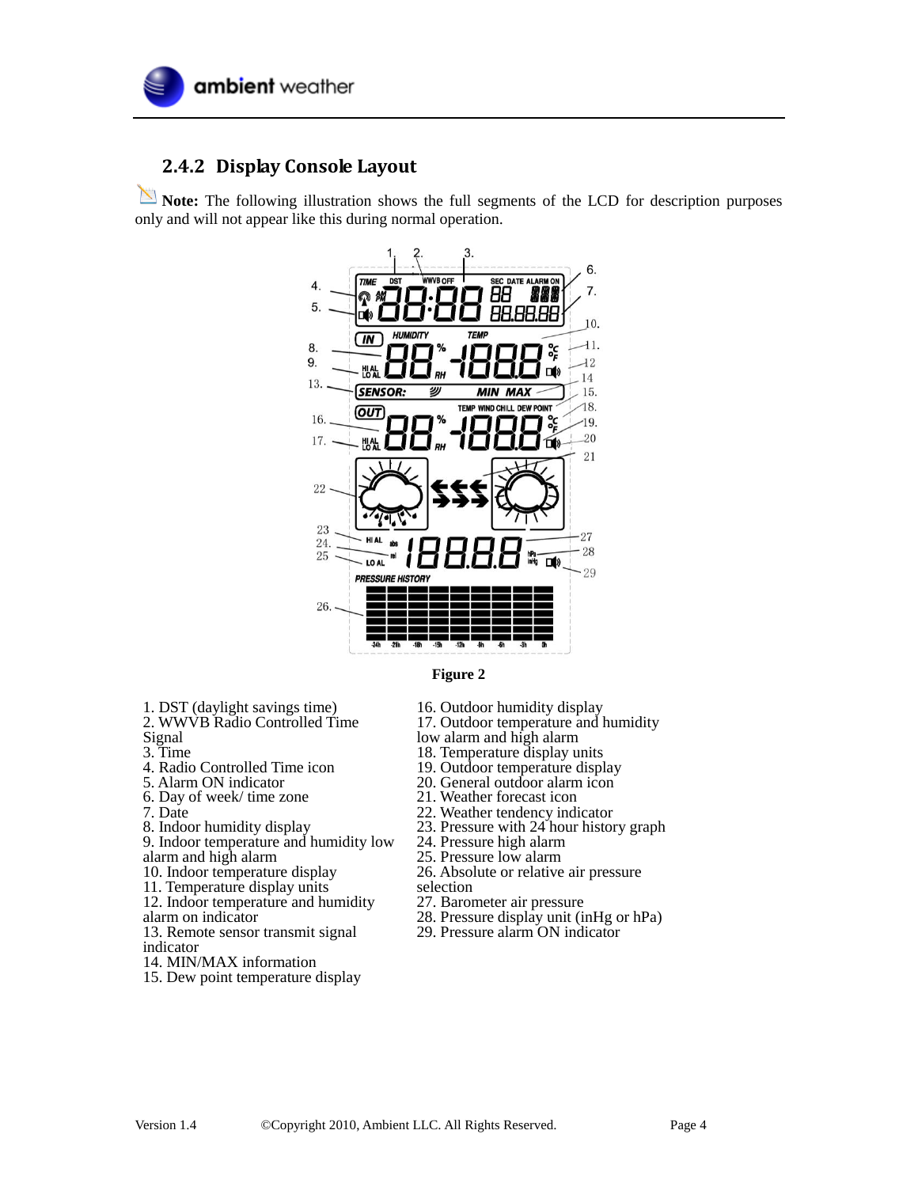### 2.4.2 Display Console Layout

**Note:** The following illustration shows the full segments of the LCD for description purposes only and will not appear like this during normal operation.

**Figure 2**

1. DST (daylight savings time)
2. WWVB Radio Controlled Time Signal
3. Time
4. Radio Controlled Time icon
5. Alarm ON indicator
6. Day of week/ time zone
7. Date
8. Indoor humidity display
9. Indoor temperature and humidity low alarm and high alarm
10. Indoor temperature display
11. Temperature display units
12. Indoor temperature and humidity alarm on indicator
13. Remote sensor transmit signal indicator
14. MIN/MAX information
15. Dew point temperature display
16. Outdoor humidity display
17. Outdoor temperature and humidity low alarm and high alarm
18. Temperature display units
19. Outdoor temperature display
20. General outdoor alarm icon
21. Weather forecast icon
22. Weather tendency indicator
23. Pressure with 24 hour history graph
24. Pressure high alarm
25. Pressure low alarm
26. Absolute or relative air pressure selection
27. Barometer air pressure
28. Pressure display unit (inHg or hPa)
29. Pressure alarm ON indicator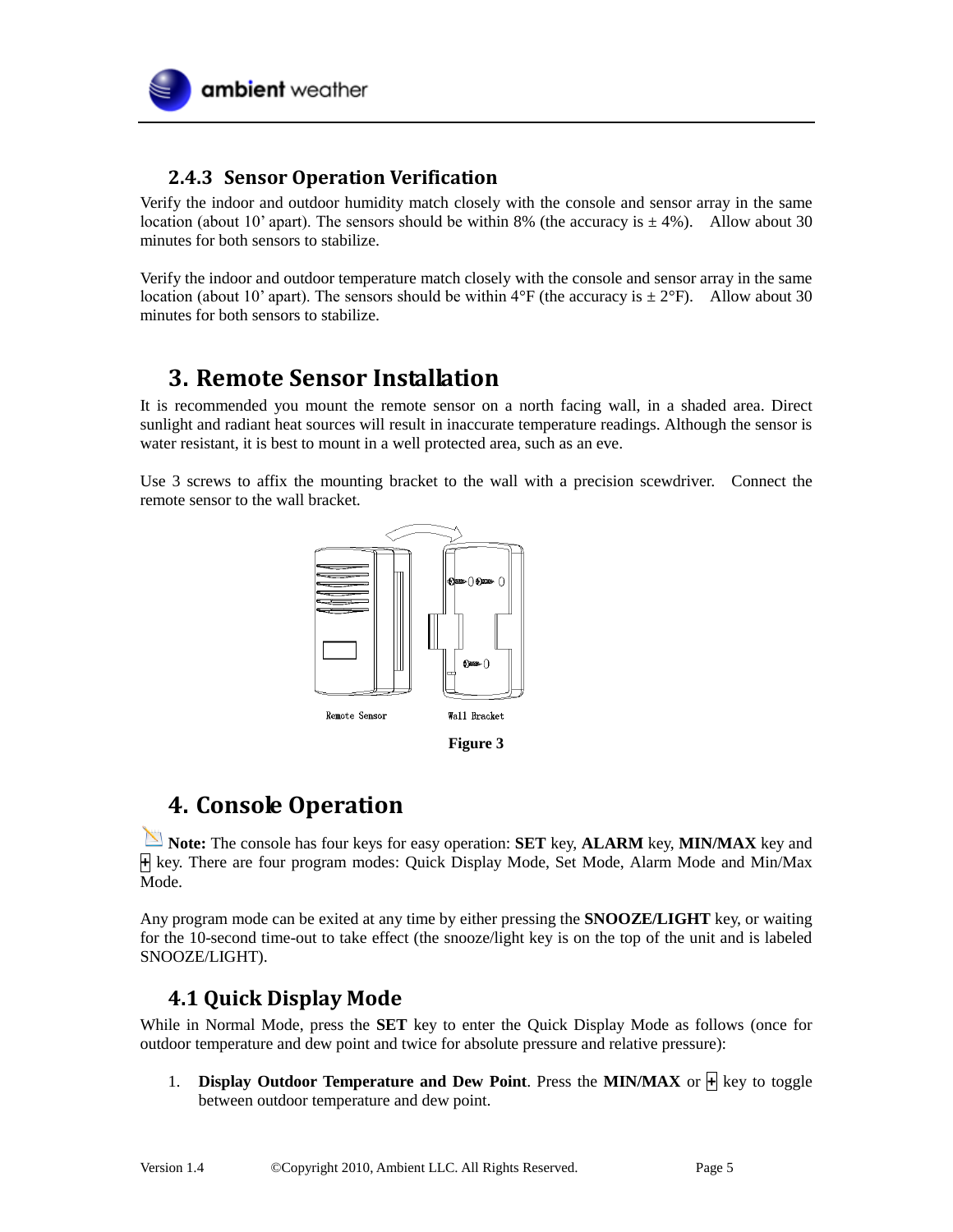### 2.4.3 Sensor Operation Verification

Verify the indoor and outdoor humidity match closely with the console and sensor array in the same location (about 10' apart). The sensors should be within 8% (the accuracy is ± 4%). Allow about 30 minutes for both sensors to stabilize.

Verify the indoor and outdoor temperature match closely with the console and sensor array in the same location (about 10' apart). The sensors should be within 4°F (the accuracy is ± 2°F). Allow about 30 minutes for both sensors to stabilize.

# 3. Remote Sensor Installation

It is recommended you mount the remote sensor on a north facing wall, in a shaded area. Direct sunlight and radiant heat sources will result in inaccurate temperature readings. Although the sensor is water resistant, it is best to mount in a well protected area, such as an eve.

Use 3 screws to affix the mounting bracket to the wall with a precision scewdriver. Connect the remote sensor to the wall bracket.

Remote Sensor Wall Bracket

**Figure 3**

# 4. Console Operation

**Note:** The console has four keys for easy operation: **SET** key, **ALARM** key, **MIN/MAX** key and **+** key. There are four program modes: Quick Display Mode, Set Mode, Alarm Mode and Min/Max Mode.

Any program mode can be exited at any time by either pressing the **SNOOZE/LIGHT** key, or waiting for the 10-second time-out to take effect (the snooze/light key is on the top of the unit and is labeled SNOOZE/LIGHT).

## 4.1 Quick Display Mode

While in Normal Mode, press the **SET** key to enter the Quick Display Mode as follows (once for outdoor temperature and dew point and twice for absolute pressure and relative pressure):

1. **Display Outdoor Temperature and Dew Point**. Press the **MIN/MAX** or **+** key to toggle between outdoor temperature and dew point.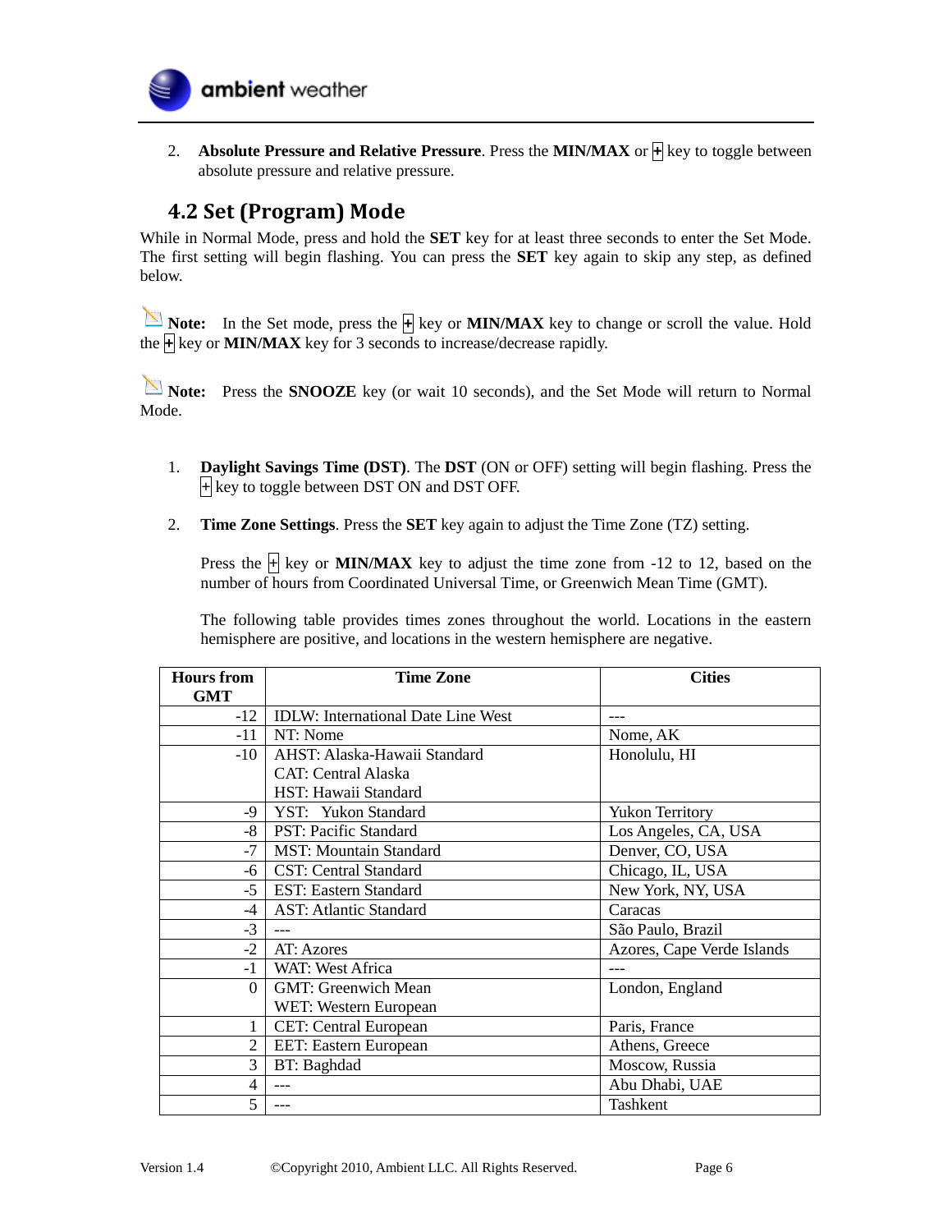2. **Absolute Pressure and Relative Pressure**. Press the **MIN/MAX** or **+** key to toggle between absolute pressure and relative pressure.

## 4.2 Set (Program) Mode

While in Normal Mode, press and hold the **SET** key for at least three seconds to enter the Set Mode. The first setting will begin flashing. You can press the **SET** key again to skip any step, as defined below.

**Note:** In the Set mode, press the **+** key or **MIN/MAX** key to change or scroll the value. Hold the **+** key or **MIN/MAX** key for 3 seconds to increase/decrease rapidly.

**Note:** Press the **SNOOZE** key (or wait 10 seconds), and the Set Mode will return to Normal Mode.

1. **Daylight Savings Time (DST)**. The **DST** (ON or OFF) setting will begin flashing. Press the + key to toggle between DST ON and DST OFF.

2. **Time Zone Settings**. Press the **SET** key again to adjust the Time Zone (TZ) setting.

   Press the + key or **MIN/MAX** key to adjust the time zone from -12 to 12, based on the number of hours from Coordinated Universal Time, or Greenwich Mean Time (GMT).

   The following table provides times zones throughout the world. Locations in the eastern hemisphere are positive, and locations in the western hemisphere are negative.

| Hours from GMT | Time Zone | Cities |
|---|---|---|
| -12 | IDLW: International Date Line West | --- |
| -11 | NT: Nome | Nome, AK |
| -10 | AHST: Alaska-Hawaii Standard<br>CAT: Central Alaska<br>HST: Hawaii Standard | Honolulu, HI |
| -9 | YST: Yukon Standard | Yukon Territory |
| -8 | PST: Pacific Standard | Los Angeles, CA, USA |
| -7 | MST: Mountain Standard | Denver, CO, USA |
| -6 | CST: Central Standard | Chicago, IL, USA |
| -5 | EST: Eastern Standard | New York, NY, USA |
| -4 | AST: Atlantic Standard | Caracas |
| -3 | --- | São Paulo, Brazil |
| -2 | AT: Azores | Azores, Cape Verde Islands |
| -1 | WAT: West Africa | --- |
| 0 | GMT: Greenwich Mean<br>WET: Western European | London, England |
| 1 | CET: Central European | Paris, France |
| 2 | EET: Eastern European | Athens, Greece |
| 3 | BT: Baghdad | Moscow, Russia |
| 4 | --- | Abu Dhabi, UAE |
| 5 | --- | Tashkent |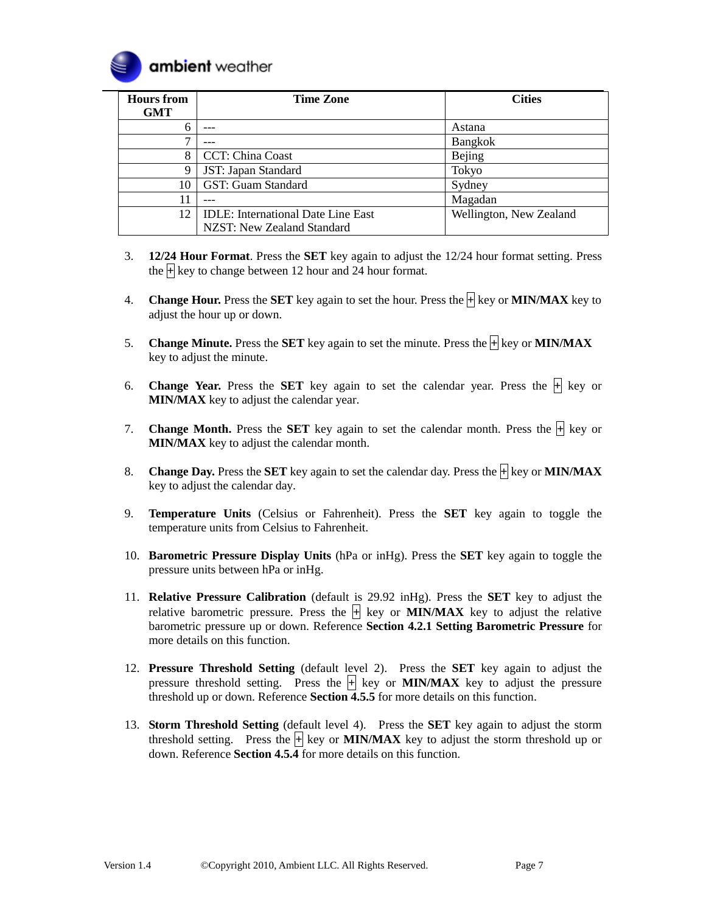| Hours from GMT | Time Zone | Cities |
|---|---|---|
| 6 | --- | Astana |
| 7 | --- | Bangkok |
| 8 | CCT: China Coast | Bejing |
| 9 | JST: Japan Standard | Tokyo |
| 10 | GST: Guam Standard | Sydney |
| 11 | --- | Magadan |
| 12 | IDLE: International Date Line East<br>NZST: New Zealand Standard | Wellington, New Zealand |

3. **12/24 Hour Format**. Press the **SET** key again to adjust the 12/24 hour format setting. Press the + key to change between 12 hour and 24 hour format.

4. **Change Hour.** Press the **SET** key again to set the hour. Press the + key or **MIN/MAX** key to adjust the hour up or down.

5. **Change Minute.** Press the **SET** key again to set the minute. Press the + key or **MIN/MAX** key to adjust the minute.

6. **Change Year.** Press the **SET** key again to set the calendar year. Press the + key or **MIN/MAX** key to adjust the calendar year.

7. **Change Month.** Press the **SET** key again to set the calendar month. Press the + key or **MIN/MAX** key to adjust the calendar month.

8. **Change Day.** Press the **SET** key again to set the calendar day. Press the + key or **MIN/MAX** key to adjust the calendar day.

9. **Temperature Units** (Celsius or Fahrenheit). Press the **SET** key again to toggle the temperature units from Celsius to Fahrenheit.

10. **Barometric Pressure Display Units** (hPa or inHg). Press the **SET** key again to toggle the pressure units between hPa or inHg.

11. **Relative Pressure Calibration** (default is 29.92 inHg). Press the **SET** key to adjust the relative barometric pressure. Press the + key or **MIN/MAX** key to adjust the relative barometric pressure up or down. Reference **Section 4.2.1 Setting Barometric Pressure** for more details on this function.

12. **Pressure Threshold Setting** (default level 2). Press the **SET** key again to adjust the pressure threshold setting. Press the + key or **MIN/MAX** key to adjust the pressure threshold up or down. Reference **Section 4.5.5** for more details on this function.

13. **Storm Threshold Setting** (default level 4). Press the **SET** key again to adjust the storm threshold setting. Press the + key or **MIN/MAX** key to adjust the storm threshold up or down. Reference **Section 4.5.4** for more details on this function.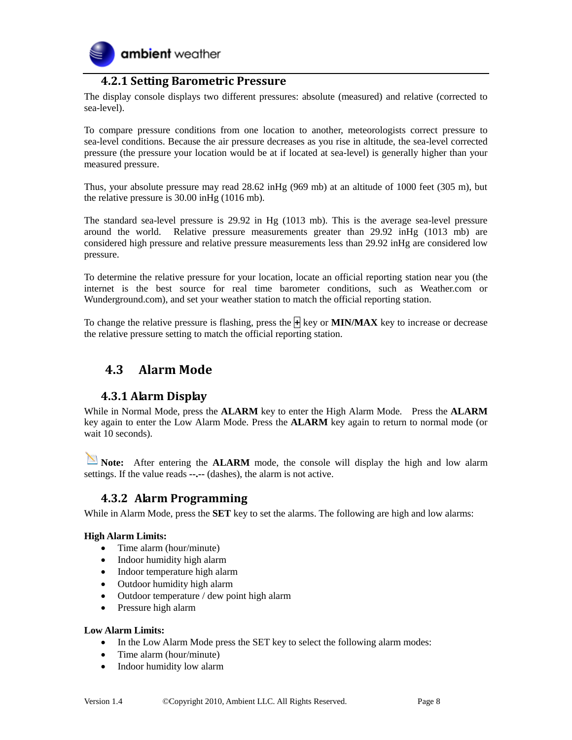### 4.2.1 Setting Barometric Pressure

The display console displays two different pressures: absolute (measured) and relative (corrected to sea-level).

To compare pressure conditions from one location to another, meteorologists correct pressure to sea-level conditions. Because the air pressure decreases as you rise in altitude, the sea-level corrected pressure (the pressure your location would be at if located at sea-level) is generally higher than your measured pressure.

Thus, your absolute pressure may read 28.62 inHg (969 mb) at an altitude of 1000 feet (305 m), but the relative pressure is 30.00 inHg (1016 mb).

The standard sea-level pressure is 29.92 in Hg (1013 mb). This is the average sea-level pressure around the world. Relative pressure measurements greater than 29.92 inHg (1013 mb) are considered high pressure and relative pressure measurements less than 29.92 inHg are considered low pressure.

To determine the relative pressure for your location, locate an official reporting station near you (the internet is the best source for real time barometer conditions, such as Weather.com or Wunderground.com), and set your weather station to match the official reporting station.

To change the relative pressure is flashing, press the **+** key or **MIN/MAX** key to increase or decrease the relative pressure setting to match the official reporting station.

## 4.3 Alarm Mode

### 4.3.1 Alarm Display

While in Normal Mode, press the **ALARM** key to enter the High Alarm Mode. Press the **ALARM** key again to enter the Low Alarm Mode. Press the **ALARM** key again to return to normal mode (or wait 10 seconds).

**Note:** After entering the **ALARM** mode, the console will display the high and low alarm settings. If the value reads **--.--** (dashes), the alarm is not active.

### 4.3.2 Alarm Programming

While in Alarm Mode, press the **SET** key to set the alarms. The following are high and low alarms:

**High Alarm Limits:**

- Time alarm (hour/minute)
- Indoor humidity high alarm
- Indoor temperature high alarm
- Outdoor humidity high alarm
- Outdoor temperature / dew point high alarm
- Pressure high alarm

**Low Alarm Limits:**

- In the Low Alarm Mode press the SET key to select the following alarm modes:
- Time alarm (hour/minute)
- Indoor humidity low alarm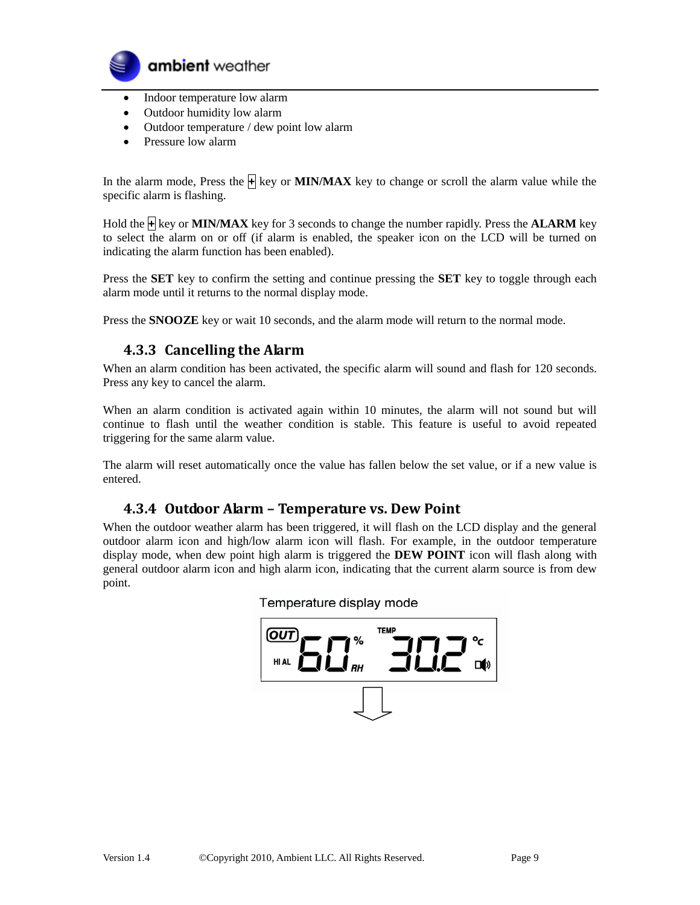- Indoor temperature low alarm
- Outdoor humidity low alarm
- Outdoor temperature / dew point low alarm
- Pressure low alarm

In the alarm mode, Press the **+** key or **MIN/MAX** key to change or scroll the alarm value while the specific alarm is flashing.

Hold the **+** key or **MIN/MAX** key for 3 seconds to change the number rapidly. Press the **ALARM** key to select the alarm on or off (if alarm is enabled, the speaker icon on the LCD will be turned on indicating the alarm function has been enabled).

Press the **SET** key to confirm the setting and continue pressing the **SET** key to toggle through each alarm mode until it returns to the normal display mode.

Press the **SNOOZE** key or wait 10 seconds, and the alarm mode will return to the normal mode.

### 4.3.3 Cancelling the Alarm

When an alarm condition has been activated, the specific alarm will sound and flash for 120 seconds. Press any key to cancel the alarm.

When an alarm condition is activated again within 10 minutes, the alarm will not sound but will continue to flash until the weather condition is stable. This feature is useful to avoid repeated triggering for the same alarm value.

The alarm will reset automatically once the value has fallen below the set value, or if a new value is entered.

### 4.3.4 Outdoor Alarm – Temperature vs. Dew Point

When the outdoor weather alarm has been triggered, it will flash on the LCD display and the general outdoor alarm icon and high/low alarm icon will flash. For example, in the outdoor temperature display mode, when dew point high alarm is triggered the **DEW POINT** icon will flash along with general outdoor alarm icon and high alarm icon, indicating that the current alarm source is from dew point.

Temperature display mode

OUT HI AL 60 % RH TEMP 30.2 °C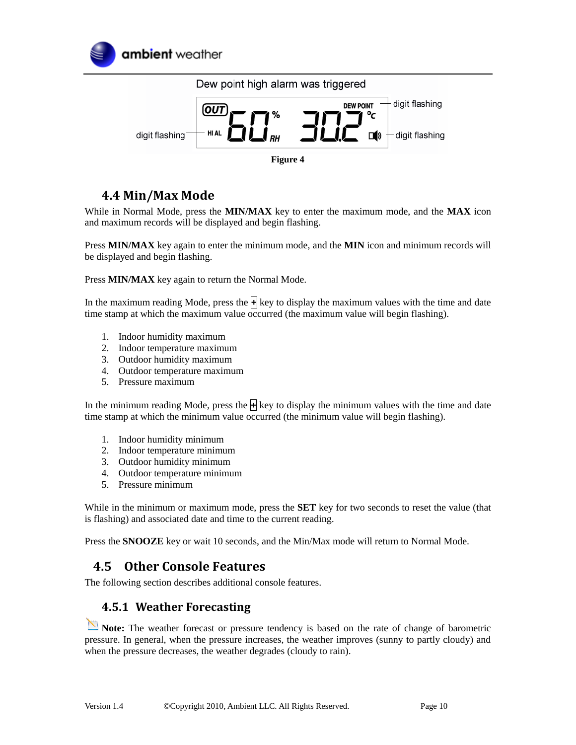Dew point high alarm was triggered

digit flashing — HI AL 60% RH — DEW POINT 30.2 °C — digit flashing — digit flashing

**Figure 4**

### 4.4 Min/Max Mode

While in Normal Mode, press the **MIN/MAX** key to enter the maximum mode, and the **MAX** icon and maximum records will be displayed and begin flashing.

Press **MIN/MAX** key again to enter the minimum mode, and the **MIN** icon and minimum records will be displayed and begin flashing.

Press **MIN/MAX** key again to return the Normal Mode.

In the maximum reading Mode, press the **+** key to display the maximum values with the time and date time stamp at which the maximum value occurred (the maximum value will begin flashing).

1. Indoor humidity maximum
2. Indoor temperature maximum
3. Outdoor humidity maximum
4. Outdoor temperature maximum
5. Pressure maximum

In the minimum reading Mode, press the **+** key to display the minimum values with the time and date time stamp at which the minimum value occurred (the minimum value will begin flashing).

1. Indoor humidity minimum
2. Indoor temperature minimum
3. Outdoor humidity minimum
4. Outdoor temperature minimum
5. Pressure minimum

While in the minimum or maximum mode, press the **SET** key for two seconds to reset the value (that is flashing) and associated date and time to the current reading.

Press the **SNOOZE** key or wait 10 seconds, and the Min/Max mode will return to Normal Mode.

## 4.5 Other Console Features

The following section describes additional console features.

### 4.5.1 Weather Forecasting

**Note:** The weather forecast or pressure tendency is based on the rate of change of barometric pressure. In general, when the pressure increases, the weather improves (sunny to partly cloudy) and when the pressure decreases, the weather degrades (cloudy to rain).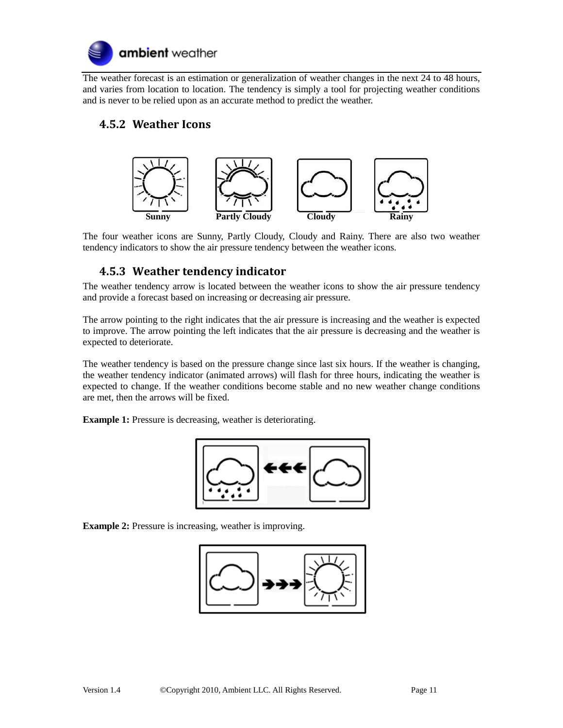The weather forecast is an estimation or generalization of weather changes in the next 24 to 48 hours, and varies from location to location. The tendency is simply a tool for projecting weather conditions and is never to be relied upon as an accurate method to predict the weather.

### 4.5.2 Weather Icons

Sunny    Partly Cloudy    Cloudy    Rainy

The four weather icons are Sunny, Partly Cloudy, Cloudy and Rainy. There are also two weather tendency indicators to show the air pressure tendency between the weather icons.

### 4.5.3 Weather tendency indicator

The weather tendency arrow is located between the weather icons to show the air pressure tendency and provide a forecast based on increasing or decreasing air pressure.

The arrow pointing to the right indicates that the air pressure is increasing and the weather is expected to improve. The arrow pointing the left indicates that the air pressure is decreasing and the weather is expected to deteriorate.

The weather tendency is based on the pressure change since last six hours. If the weather is changing, the weather tendency indicator (animated arrows) will flash for three hours, indicating the weather is expected to change. If the weather conditions become stable and no new weather change conditions are met, then the arrows will be fixed.

**Example 1:** Pressure is decreasing, weather is deteriorating.

**Example 2:** Pressure is increasing, weather is improving.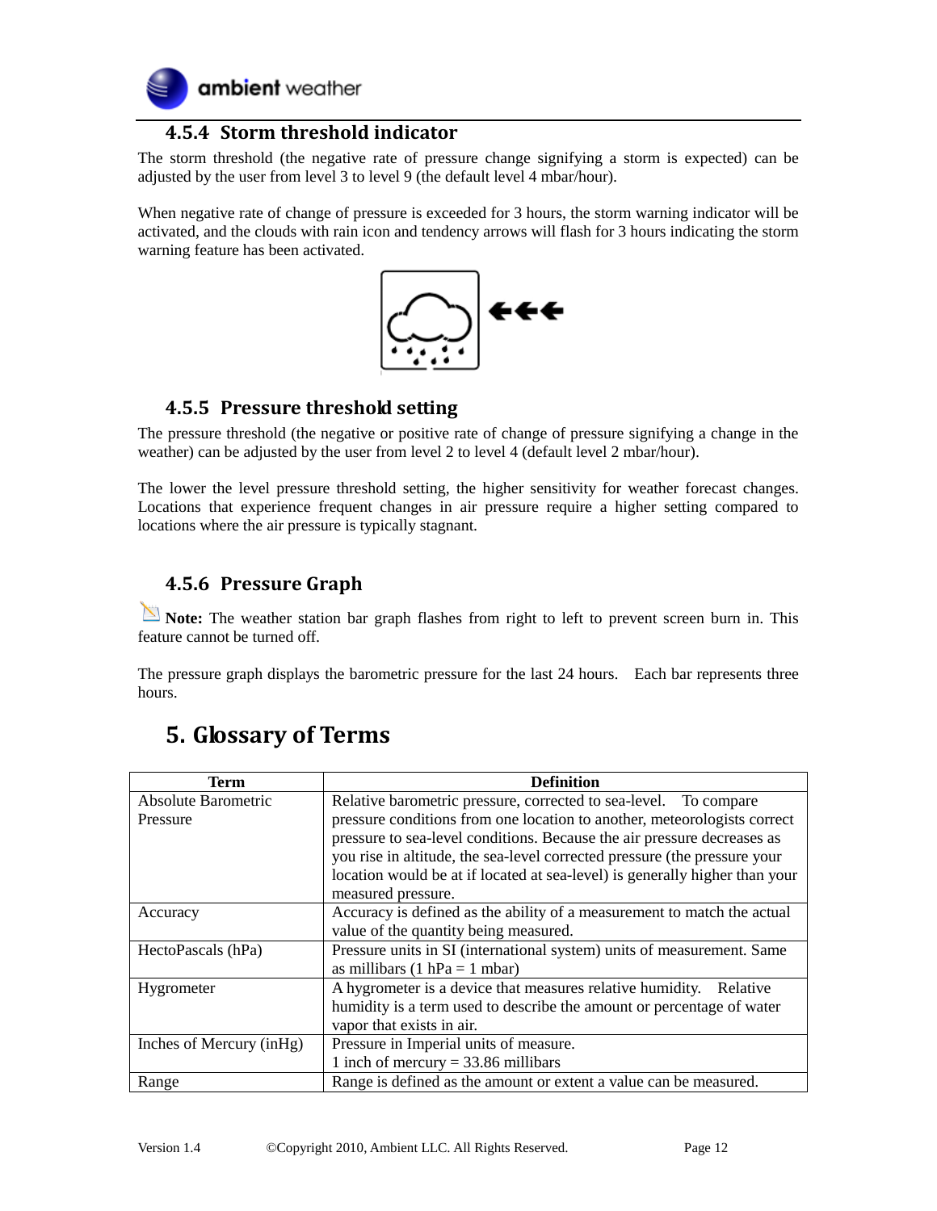### 4.5.4 Storm threshold indicator

The storm threshold (the negative rate of pressure change signifying a storm is expected) can be adjusted by the user from level 3 to level 9 (the default level 4 mbar/hour).

When negative rate of change of pressure is exceeded for 3 hours, the storm warning indicator will be activated, and the clouds with rain icon and tendency arrows will flash for 3 hours indicating the storm warning feature has been activated.

### 4.5.5 Pressure threshold setting

The pressure threshold (the negative or positive rate of change of pressure signifying a change in the weather) can be adjusted by the user from level 2 to level 4 (default level 2 mbar/hour).

The lower the level pressure threshold setting, the higher sensitivity for weather forecast changes. Locations that experience frequent changes in air pressure require a higher setting compared to locations where the air pressure is typically stagnant.

### 4.5.6 Pressure Graph

**Note:** The weather station bar graph flashes from right to left to prevent screen burn in. This feature cannot be turned off.

The pressure graph displays the barometric pressure for the last 24 hours. Each bar represents three hours.

## 5. Glossary of Terms

| Term | Definition |
|---|---|
| Absolute Barometric Pressure | Relative barometric pressure, corrected to sea-level. To compare pressure conditions from one location to another, meteorologists correct pressure to sea-level conditions. Because the air pressure decreases as you rise in altitude, the sea-level corrected pressure (the pressure your location would be at if located at sea-level) is generally higher than your measured pressure. |
| Accuracy | Accuracy is defined as the ability of a measurement to match the actual value of the quantity being measured. |
| HectoPascals (hPa) | Pressure units in SI (international system) units of measurement. Same as millibars (1 hPa = 1 mbar) |
| Hygrometer | A hygrometer is a device that measures relative humidity. Relative humidity is a term used to describe the amount or percentage of water vapor that exists in air. |
| Inches of Mercury (inHg) | Pressure in Imperial units of measure.<br>1 inch of mercury = 33.86 millibars |
| Range | Range is defined as the amount or extent a value can be measured. |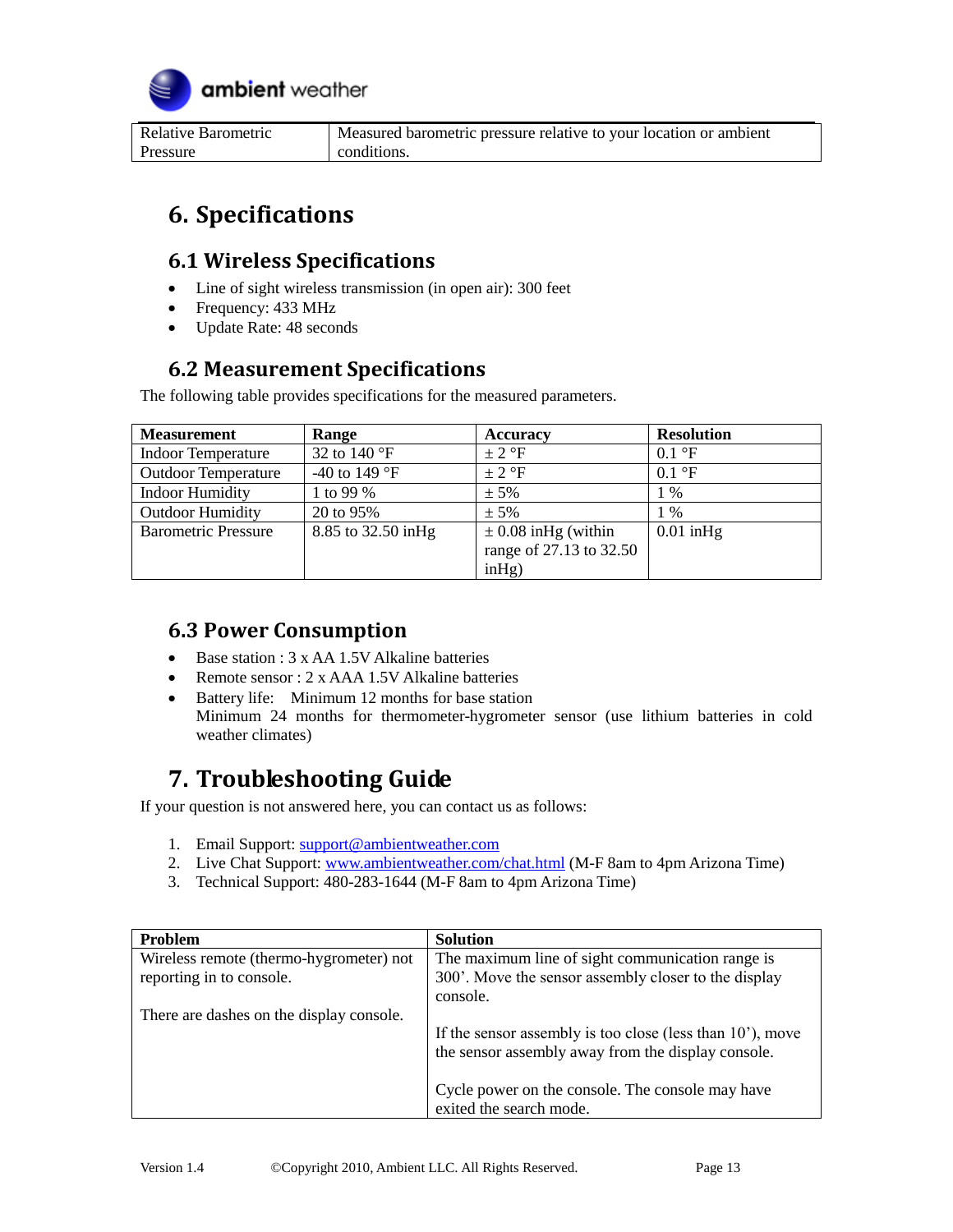| Relative Barometric Pressure | Measured barometric pressure relative to your location or ambient conditions. |
|---|---|

# 6. Specifications

## 6.1 Wireless Specifications

- Line of sight wireless transmission (in open air): 300 feet
- Frequency: 433 MHz
- Update Rate: 48 seconds

## 6.2 Measurement Specifications

The following table provides specifications for the measured parameters.

| Measurement | Range | Accuracy | Resolution |
|---|---|---|---|
| Indoor Temperature | 32 to 140 °F | ± 2 °F | 0.1 °F |
| Outdoor Temperature | -40 to 149 °F | ± 2 °F | 0.1 °F |
| Indoor Humidity | 1 to 99 % | ± 5% | 1 % |
| Outdoor Humidity | 20 to 95% | ± 5% | 1 % |
| Barometric Pressure | 8.85 to 32.50 inHg | ± 0.08 inHg (within range of 27.13 to 32.50 inHg) | 0.01 inHg |

## 6.3 Power Consumption

- Base station : 3 x AA 1.5V Alkaline batteries
- Remote sensor : 2 x AAA 1.5V Alkaline batteries
- Battery life: Minimum 12 months for base station
  Minimum 24 months for thermometer-hygrometer sensor (use lithium batteries in cold weather climates)

# 7. Troubleshooting Guide

If your question is not answered here, you can contact us as follows:

1. Email Support: support@ambientweather.com
2. Live Chat Support: www.ambientweather.com/chat.html (M-F 8am to 4pm Arizona Time)
3. Technical Support: 480-283-1644 (M-F 8am to 4pm Arizona Time)

| Problem | Solution |
|---|---|
| Wireless remote (thermo-hygrometer) not reporting in to console.<br><br>There are dashes on the display console. | The maximum line of sight communication range is 300'. Move the sensor assembly closer to the display console.<br><br>If the sensor assembly is too close (less than 10'), move the sensor assembly away from the display console.<br><br>Cycle power on the console. The console may have exited the search mode. |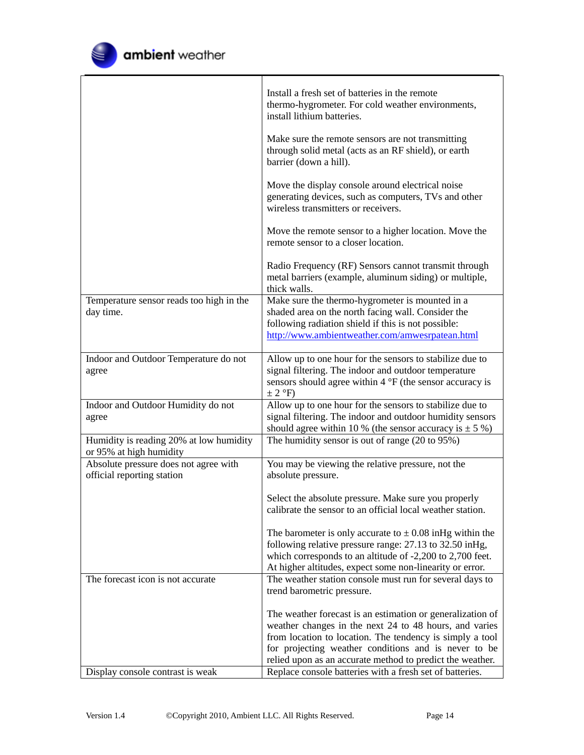| | |
|---|---|
| | Install a fresh set of batteries in the remote thermo-hygrometer. For cold weather environments, install lithium batteries.<br><br>Make sure the remote sensors are not transmitting through solid metal (acts as an RF shield), or earth barrier (down a hill).<br><br>Move the display console around electrical noise generating devices, such as computers, TVs and other wireless transmitters or receivers.<br><br>Move the remote sensor to a higher location. Move the remote sensor to a closer location.<br><br>Radio Frequency (RF) Sensors cannot transmit through metal barriers (example, aluminum siding) or multiple, thick walls. |
| Temperature sensor reads too high in the day time. | Make sure the thermo-hygrometer is mounted in a shaded area on the north facing wall. Consider the following radiation shield if this is not possible: http://www.ambientweather.com/amwesrpatean.html |
| Indoor and Outdoor Temperature do not agree | Allow up to one hour for the sensors to stabilize due to signal filtering. The indoor and outdoor temperature sensors should agree within 4 °F (the sensor accuracy is ± 2 °F) |
| Indoor and Outdoor Humidity do not agree | Allow up to one hour for the sensors to stabilize due to signal filtering. The indoor and outdoor humidity sensors should agree within 10 % (the sensor accuracy is ± 5 %) |
| Humidity is reading 20% at low humidity or 95% at high humidity | The humidity sensor is out of range (20 to 95%) |
| Absolute pressure does not agree with official reporting station | You may be viewing the relative pressure, not the absolute pressure.<br><br>Select the absolute pressure. Make sure you properly calibrate the sensor to an official local weather station.<br><br>The barometer is only accurate to ± 0.08 inHg within the following relative pressure range: 27.13 to 32.50 inHg, which corresponds to an altitude of -2,200 to 2,700 feet. At higher altitudes, expect some non-linearity or error. |
| The forecast icon is not accurate | The weather station console must run for several days to trend barometric pressure.<br><br>The weather forecast is an estimation or generalization of weather changes in the next 24 to 48 hours, and varies from location to location. The tendency is simply a tool for projecting weather conditions and is never to be relied upon as an accurate method to predict the weather. |
| Display console contrast is weak | Replace console batteries with a fresh set of batteries. |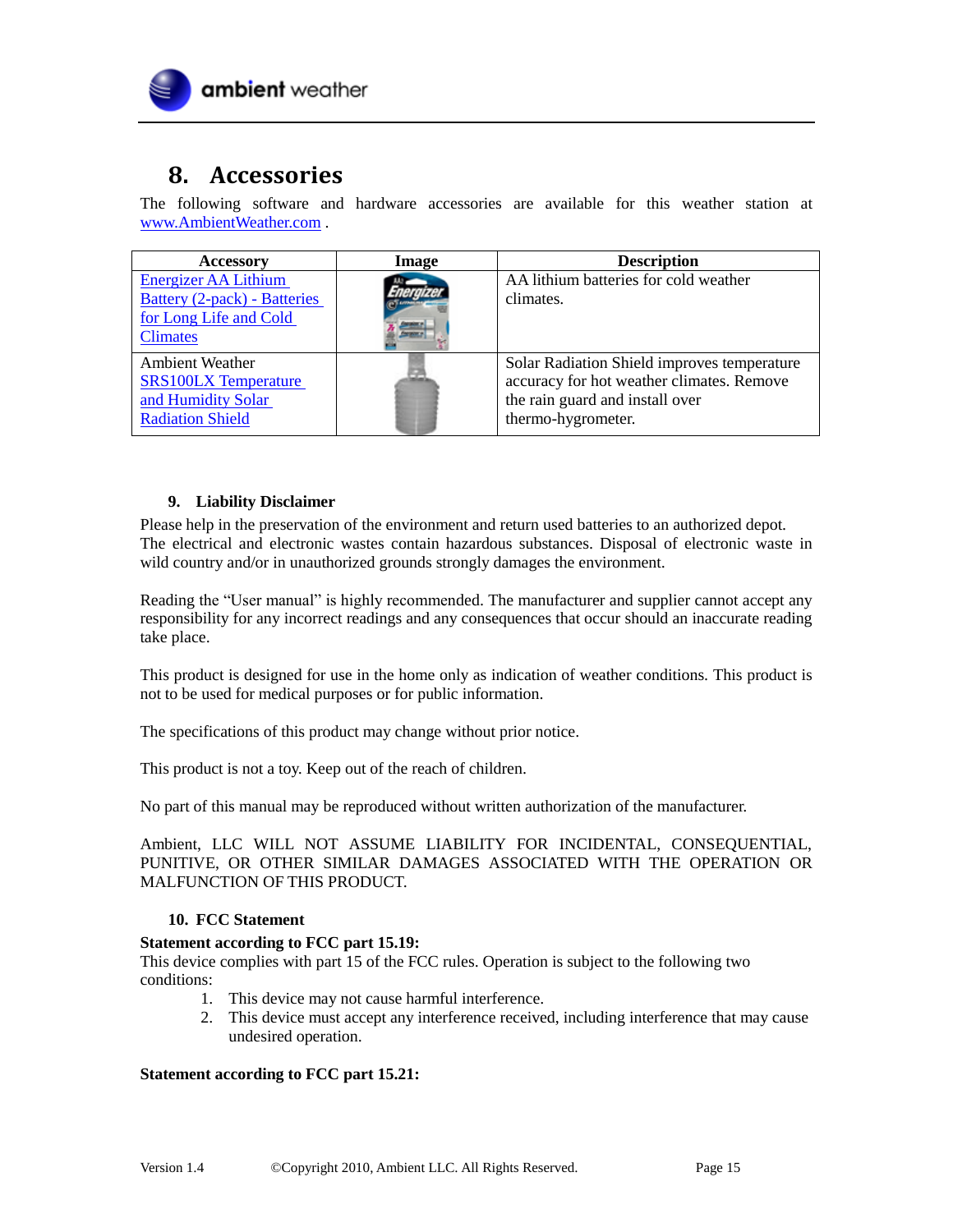# 8. Accessories

The following software and hardware accessories are available for this weather station at [www.AmbientWeather.com](http://www.AmbientWeather.com) .

| Accessory | Image | Description |
|---|---|---|
| Energizer AA Lithium Battery (2-pack) - Batteries for Long Life and Cold Climates | | AA lithium batteries for cold weather climates. |
| Ambient Weather SRS100LX Temperature and Humidity Solar Radiation Shield | | Solar Radiation Shield improves temperature accuracy for hot weather climates. Remove the rain guard and install over thermo-hygrometer. |

## 9. Liability Disclaimer

Please help in the preservation of the environment and return used batteries to an authorized depot. The electrical and electronic wastes contain hazardous substances. Disposal of electronic waste in wild country and/or in unauthorized grounds strongly damages the environment.

Reading the "User manual" is highly recommended. The manufacturer and supplier cannot accept any responsibility for any incorrect readings and any consequences that occur should an inaccurate reading take place.

This product is designed for use in the home only as indication of weather conditions. This product is not to be used for medical purposes or for public information.

The specifications of this product may change without prior notice.

This product is not a toy. Keep out of the reach of children.

No part of this manual may be reproduced without written authorization of the manufacturer.

Ambient, LLC WILL NOT ASSUME LIABILITY FOR INCIDENTAL, CONSEQUENTIAL, PUNITIVE, OR OTHER SIMILAR DAMAGES ASSOCIATED WITH THE OPERATION OR MALFUNCTION OF THIS PRODUCT.

## 10. FCC Statement

**Statement according to FCC part 15.19:**

This device complies with part 15 of the FCC rules. Operation is subject to the following two conditions:

1. This device may not cause harmful interference.
2. This device must accept any interference received, including interference that may cause undesired operation.

**Statement according to FCC part 15.21:**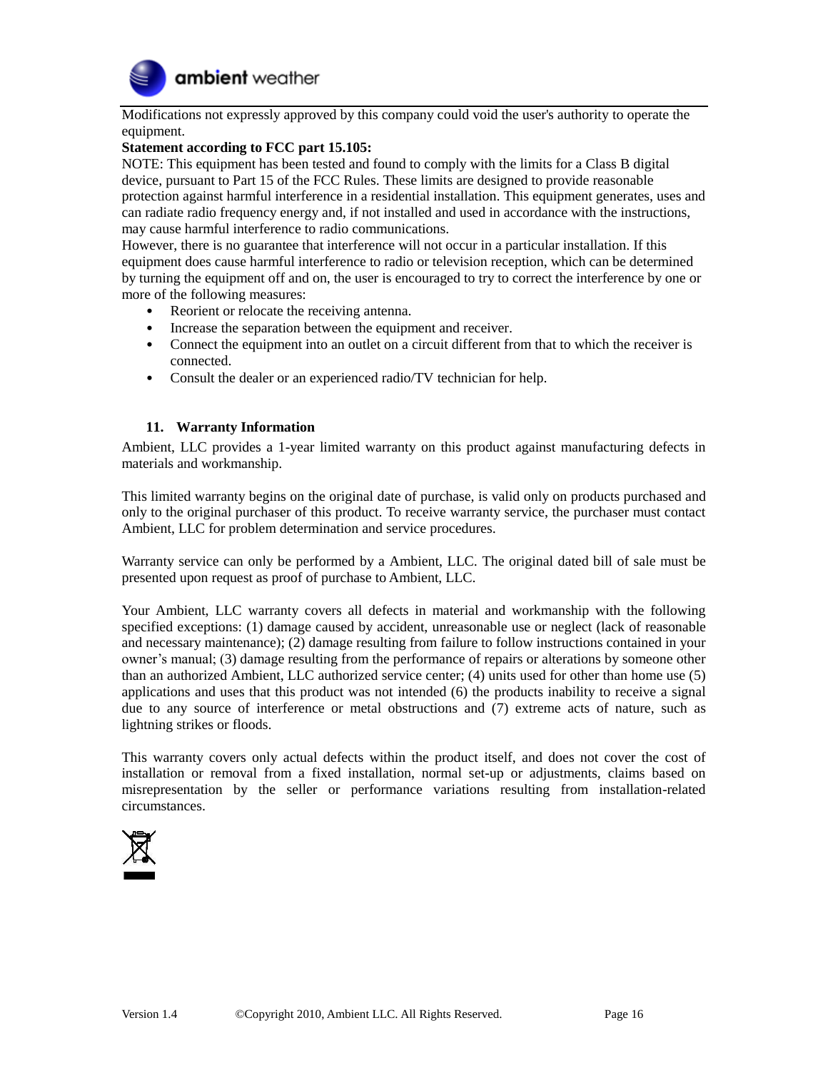Modifications not expressly approved by this company could void the user's authority to operate the equipment.

**Statement according to FCC part 15.105:**

NOTE: This equipment has been tested and found to comply with the limits for a Class B digital device, pursuant to Part 15 of the FCC Rules. These limits are designed to provide reasonable protection against harmful interference in a residential installation. This equipment generates, uses and can radiate radio frequency energy and, if not installed and used in accordance with the instructions, may cause harmful interference to radio communications.

However, there is no guarantee that interference will not occur in a particular installation. If this equipment does cause harmful interference to radio or television reception, which can be determined by turning the equipment off and on, the user is encouraged to try to correct the interference by one or more of the following measures:

- Reorient or relocate the receiving antenna.
- Increase the separation between the equipment and receiver.
- Connect the equipment into an outlet on a circuit different from that to which the receiver is connected.
- Consult the dealer or an experienced radio/TV technician for help.

## 11. Warranty Information

Ambient, LLC provides a 1-year limited warranty on this product against manufacturing defects in materials and workmanship.

This limited warranty begins on the original date of purchase, is valid only on products purchased and only to the original purchaser of this product. To receive warranty service, the purchaser must contact Ambient, LLC for problem determination and service procedures.

Warranty service can only be performed by a Ambient, LLC. The original dated bill of sale must be presented upon request as proof of purchase to Ambient, LLC.

Your Ambient, LLC warranty covers all defects in material and workmanship with the following specified exceptions: (1) damage caused by accident, unreasonable use or neglect (lack of reasonable and necessary maintenance); (2) damage resulting from failure to follow instructions contained in your owner's manual; (3) damage resulting from the performance of repairs or alterations by someone other than an authorized Ambient, LLC authorized service center; (4) units used for other than home use (5) applications and uses that this product was not intended (6) the products inability to receive a signal due to any source of interference or metal obstructions and (7) extreme acts of nature, such as lightning strikes or floods.

This warranty covers only actual defects within the product itself, and does not cover the cost of installation or removal from a fixed installation, normal set-up or adjustments, claims based on misrepresentation by the seller or performance variations resulting from installation-related circumstances.

Version 1.4 ©Copyright 2010, Ambient LLC. All Rights Reserved.